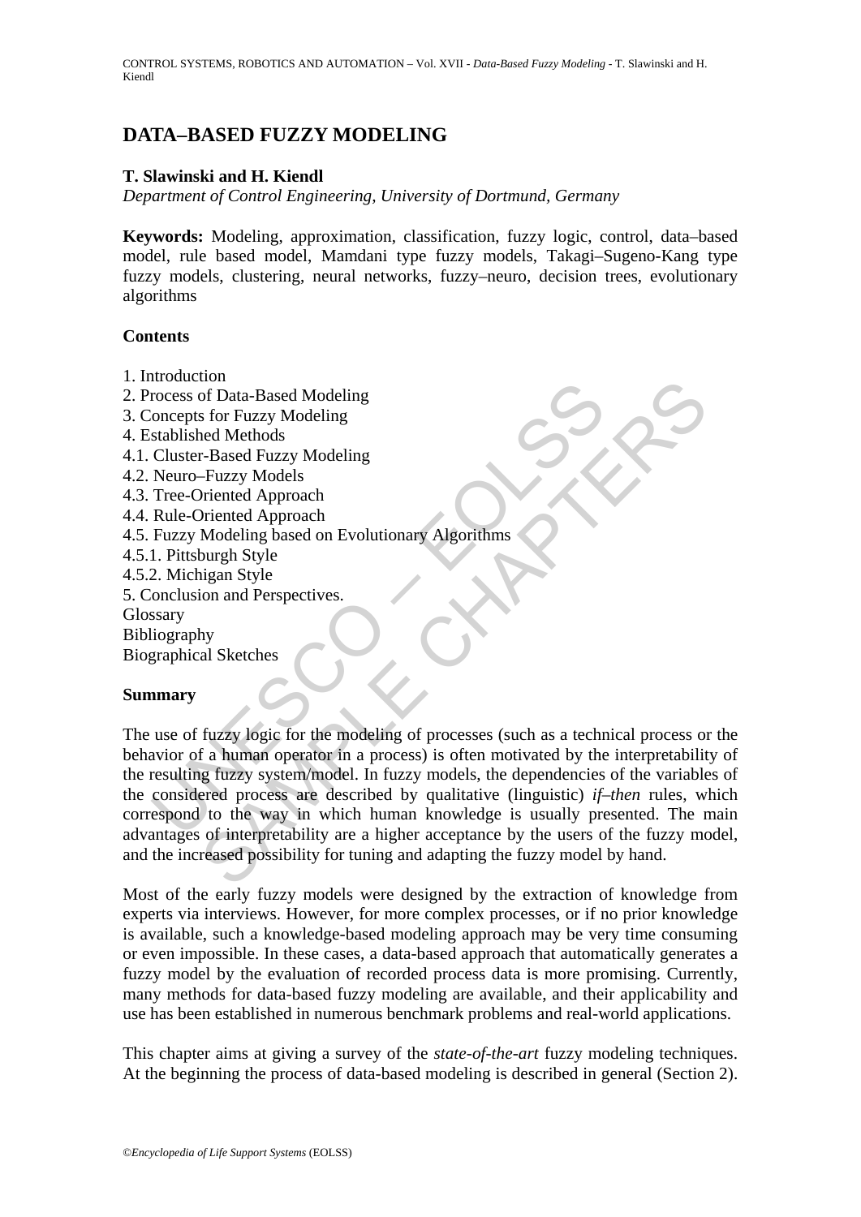# DATA–BASED FUZZY MODELING

**T. Slawinski and H. Kiendl**

*Department of Control Engineering, University of Dortmund, Germany*

**Keywords:** Modeling, approximation, classification, fuzzy logic, control, data–based model, rule based model, Mamdani type fuzzy models, Takagi–Sugeno-Kang type fuzzy models, clustering, neural networks, fuzzy–neuro, decision trees, evolutionary algorithms

**Contents**

1. Introduction
2. Process of Data-Based Modeling
3. Concepts for Fuzzy Modeling
4. Established Methods
4.1. Cluster-Based Fuzzy Modeling
4.2. Neuro–Fuzzy Models
4.3. Tree-Oriented Approach
4.4. Rule-Oriented Approach
4.5. Fuzzy Modeling based on Evolutionary Algorithms
4.5.1. Pittsburgh Style
4.5.2. Michigan Style
5. Conclusion and Perspectives.

Glossary
Bibliography
Biographical Sketches

**Summary**

The use of fuzzy logic for the modeling of processes (such as a technical process or the behavior of a human operator in a process) is often motivated by the interpretability of the resulting fuzzy system/model. In fuzzy models, the dependencies of the variables of the considered process are described by qualitative (linguistic) *if–then* rules, which correspond to the way in which human knowledge is usually presented. The main advantages of interpretability are a higher acceptance by the users of the fuzzy model, and the increased possibility for tuning and adapting the fuzzy model by hand.

Most of the early fuzzy models were designed by the extraction of knowledge from experts via interviews. However, for more complex processes, or if no prior knowledge is available, such a knowledge-based modeling approach may be very time consuming or even impossible. In these cases, a data-based approach that automatically generates a fuzzy model by the evaluation of recorded process data is more promising. Currently, many methods for data-based fuzzy modeling are available, and their applicability and use has been established in numerous benchmark problems and real-world applications.

This chapter aims at giving a survey of the *state-of-the-art* fuzzy modeling techniques. At the beginning the process of data-based modeling is described in general (Section 2).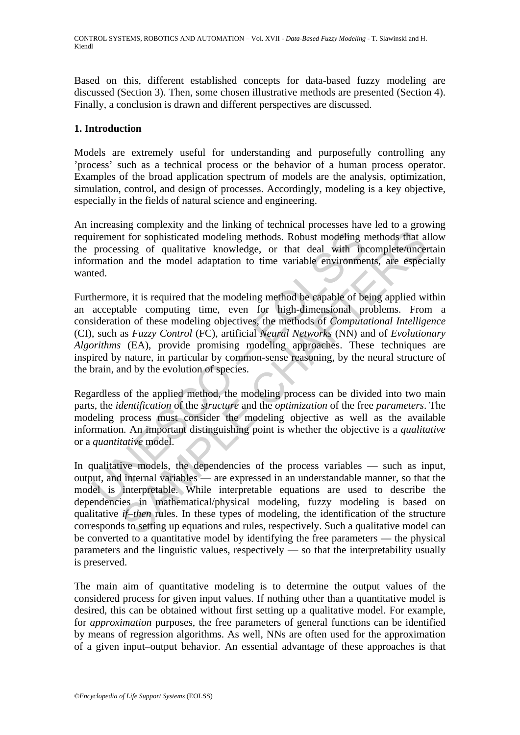Based on this, different established concepts for data-based fuzzy modeling are discussed (Section 3). Then, some chosen illustrative methods are presented (Section 4). Finally, a conclusion is drawn and different perspectives are discussed.

## 1. Introduction

Models are extremely useful for understanding and purposefully controlling any 'process' such as a technical process or the behavior of a human process operator. Examples of the broad application spectrum of models are the analysis, optimization, simulation, control, and design of processes. Accordingly, modeling is a key objective, especially in the fields of natural science and engineering.

An increasing complexity and the linking of technical processes have led to a growing requirement for sophisticated modeling methods. Robust modeling methods that allow the processing of qualitative knowledge, or that deal with incomplete/uncertain information and the model adaptation to time variable environments, are especially wanted.

Furthermore, it is required that the modeling method be capable of being applied within an acceptable computing time, even for high-dimensional problems. From a consideration of these modeling objectives, the methods of *Computational Intelligence* (CI), such as *Fuzzy Control* (FC), artificial *Neural Networks* (NN) and of *Evolutionary Algorithms* (EA), provide promising modeling approaches. These techniques are inspired by nature, in particular by common-sense reasoning, by the neural structure of the brain, and by the evolution of species.

Regardless of the applied method, the modeling process can be divided into two main parts, the *identification* of the *structure* and the *optimization* of the free *parameters*. The modeling process must consider the modeling objective as well as the available information. An important distinguishing point is whether the objective is a *qualitative* or a *quantitative* model.

In qualitative models, the dependencies of the process variables — such as input, output, and internal variables — are expressed in an understandable manner, so that the model is interpretable. While interpretable equations are used to describe the dependencies in mathematical/physical modeling, fuzzy modeling is based on qualitative *if–then* rules. In these types of modeling, the identification of the structure corresponds to setting up equations and rules, respectively. Such a qualitative model can be converted to a quantitative model by identifying the free parameters — the physical parameters and the linguistic values, respectively — so that the interpretability usually is preserved.

The main aim of quantitative modeling is to determine the output values of the considered process for given input values. If nothing other than a quantitative model is desired, this can be obtained without first setting up a qualitative model. For example, for *approximation* purposes, the free parameters of general functions can be identified by means of regression algorithms. As well, NNs are often used for the approximation of a given input–output behavior. An essential advantage of these approaches is that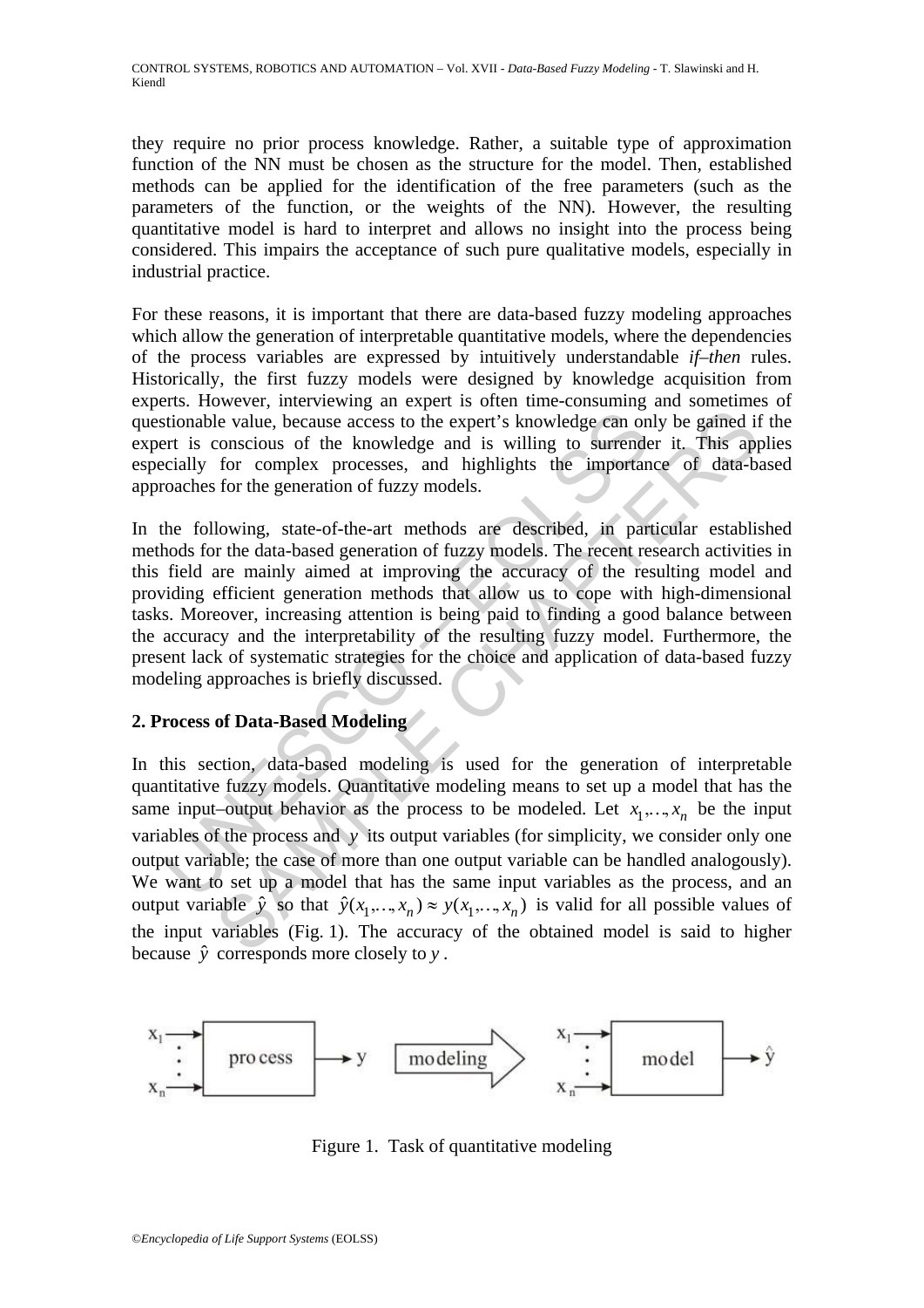they require no prior process knowledge. Rather, a suitable type of approximation function of the NN must be chosen as the structure for the model. Then, established methods can be applied for the identification of the free parameters (such as the parameters of the function, or the weights of the NN). However, the resulting quantitative model is hard to interpret and allows no insight into the process being considered. This impairs the acceptance of such pure qualitative models, especially in industrial practice.

For these reasons, it is important that there are data-based fuzzy modeling approaches which allow the generation of interpretable quantitative models, where the dependencies of the process variables are expressed by intuitively understandable *if–then* rules. Historically, the first fuzzy models were designed by knowledge acquisition from experts. However, interviewing an expert is often time-consuming and sometimes of questionable value, because access to the expert's knowledge can only be gained if the expert is conscious of the knowledge and is willing to surrender it. This applies especially for complex processes, and highlights the importance of data-based approaches for the generation of fuzzy models.

In the following, state-of-the-art methods are described, in particular established methods for the data-based generation of fuzzy models. The recent research activities in this field are mainly aimed at improving the accuracy of the resulting model and providing efficient generation methods that allow us to cope with high-dimensional tasks. Moreover, increasing attention is being paid to finding a good balance between the accuracy and the interpretability of the resulting fuzzy model. Furthermore, the present lack of systematic strategies for the choice and application of data-based fuzzy modeling approaches is briefly discussed.

## 2. Process of Data-Based Modeling

In this section, data-based modeling is used for the generation of interpretable quantitative fuzzy models. Quantitative modeling means to set up a model that has the same input–output behavior as the process to be modeled. Let $x_1,\ldots,x_n$ be the input variables of the process and $y$ its output variables (for simplicity, we consider only one output variable; the case of more than one output variable can be handled analogously). We want to set up a model that has the same input variables as the process, and an output variable $\hat{y}$ so that $\hat{y}(x_1,\ldots,x_n) \approx y(x_1,\ldots,x_n)$ is valid for all possible values of the input variables (Fig. 1). The accuracy of the obtained model is said to higher because $\hat{y}$ corresponds more closely to $y$.

Figure 1. Task of quantitative modeling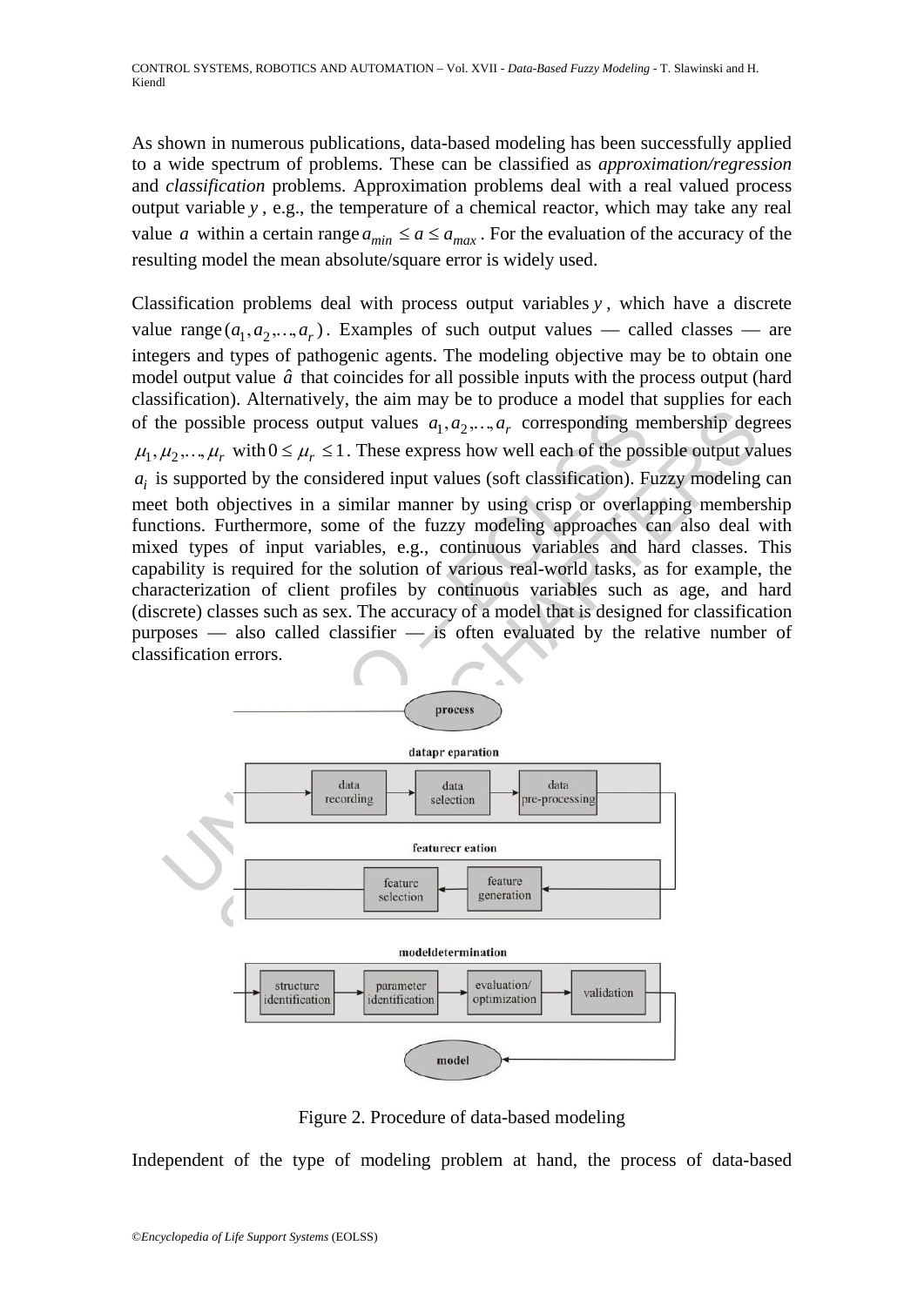As shown in numerous publications, data-based modeling has been successfully applied to a wide spectrum of problems. These can be classified as *approximation/regression* and *classification* problems. Approximation problems deal with a real valued process output variable $y$, e.g., the temperature of a chemical reactor, which may take any real value $a$ within a certain range $a_{min} \leq a \leq a_{max}$. For the evaluation of the accuracy of the resulting model the mean absolute/square error is widely used.

Classification problems deal with process output variables $y$, which have a discrete value range $(a_1, a_2, \ldots, a_r)$. Examples of such output values — called classes — are integers and types of pathogenic agents. The modeling objective may be to obtain one model output value $\hat{a}$ that coincides for all possible inputs with the process output (hard classification). Alternatively, the aim may be to produce a model that supplies for each of the possible process output values $a_1, a_2, \ldots, a_r$ corresponding membership degrees $\mu_1, \mu_2, \ldots, \mu_r$ with $0 \leq \mu_r \leq 1$. These express how well each of the possible output values $a_i$ is supported by the considered input values (soft classification). Fuzzy modeling can meet both objectives in a similar manner by using crisp or overlapping membership functions. Furthermore, some of the fuzzy modeling approaches can also deal with mixed types of input variables, e.g., continuous variables and hard classes. This capability is required for the solution of various real-world tasks, as for example, the characterization of client profiles by continuous variables such as age, and hard (discrete) classes such as sex. The accuracy of a model that is designed for classification purposes — also called classifier — is often evaluated by the relative number of classification errors.

Figure 2. Procedure of data-based modeling

Independent of the type of modeling problem at hand, the process of data-based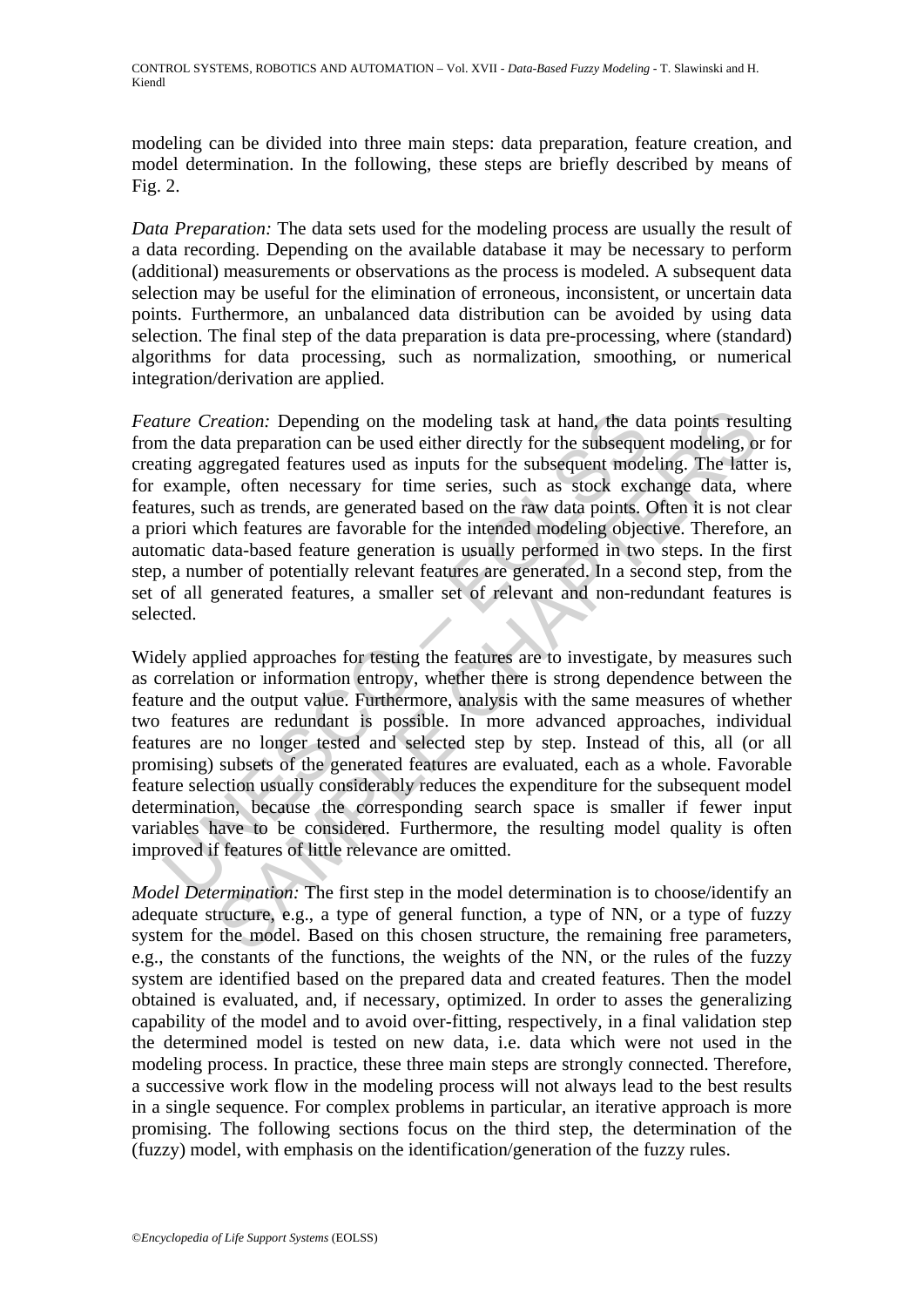modeling can be divided into three main steps: data preparation, feature creation, and model determination. In the following, these steps are briefly described by means of Fig. 2.

*Data Preparation:* The data sets used for the modeling process are usually the result of a data recording. Depending on the available database it may be necessary to perform (additional) measurements or observations as the process is modeled. A subsequent data selection may be useful for the elimination of erroneous, inconsistent, or uncertain data points. Furthermore, an unbalanced data distribution can be avoided by using data selection. The final step of the data preparation is data pre-processing, where (standard) algorithms for data processing, such as normalization, smoothing, or numerical integration/derivation are applied.

*Feature Creation:* Depending on the modeling task at hand, the data points resulting from the data preparation can be used either directly for the subsequent modeling, or for creating aggregated features used as inputs for the subsequent modeling. The latter is, for example, often necessary for time series, such as stock exchange data, where features, such as trends, are generated based on the raw data points. Often it is not clear a priori which features are favorable for the intended modeling objective. Therefore, an automatic data-based feature generation is usually performed in two steps. In the first step, a number of potentially relevant features are generated. In a second step, from the set of all generated features, a smaller set of relevant and non-redundant features is selected.

Widely applied approaches for testing the features are to investigate, by measures such as correlation or information entropy, whether there is strong dependence between the feature and the output value. Furthermore, analysis with the same measures of whether two features are redundant is possible. In more advanced approaches, individual features are no longer tested and selected step by step. Instead of this, all (or all promising) subsets of the generated features are evaluated, each as a whole. Favorable feature selection usually considerably reduces the expenditure for the subsequent model determination, because the corresponding search space is smaller if fewer input variables have to be considered. Furthermore, the resulting model quality is often improved if features of little relevance are omitted.

*Model Determination:* The first step in the model determination is to choose/identify an adequate structure, e.g., a type of general function, a type of NN, or a type of fuzzy system for the model. Based on this chosen structure, the remaining free parameters, e.g., the constants of the functions, the weights of the NN, or the rules of the fuzzy system are identified based on the prepared data and created features. Then the model obtained is evaluated, and, if necessary, optimized. In order to asses the generalizing capability of the model and to avoid over-fitting, respectively, in a final validation step the determined model is tested on new data, i.e. data which were not used in the modeling process. In practice, these three main steps are strongly connected. Therefore, a successive work flow in the modeling process will not always lead to the best results in a single sequence. For complex problems in particular, an iterative approach is more promising. The following sections focus on the third step, the determination of the (fuzzy) model, with emphasis on the identification/generation of the fuzzy rules.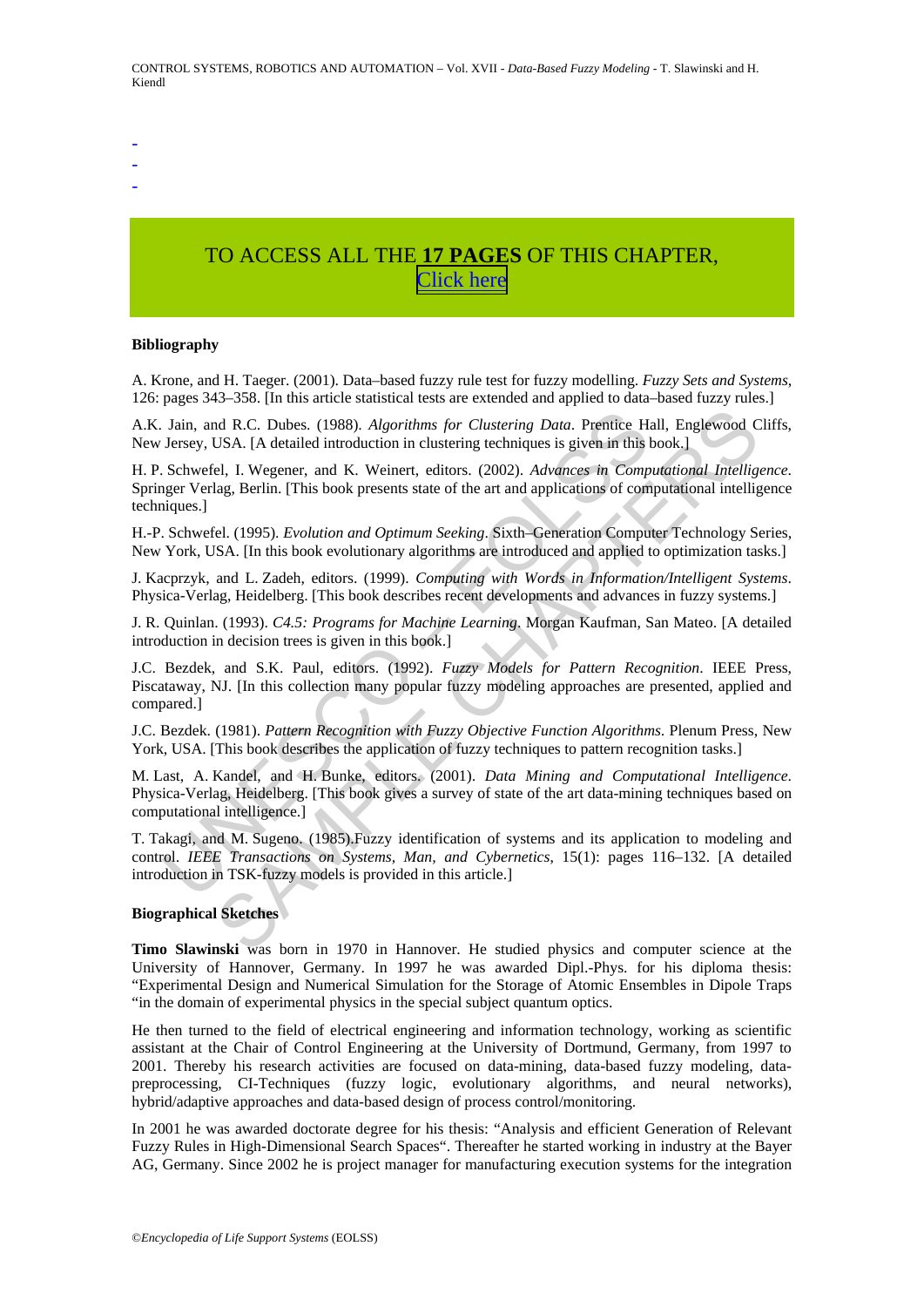-
-
-

TO ACCESS ALL THE **17 PAGES** OF THIS CHAPTER, Click here

**Bibliography**

A. Krone, and H. Taeger. (2001). Data–based fuzzy rule test for fuzzy modelling. *Fuzzy Sets and Systems*, 126: pages 343–358. [In this article statistical tests are extended and applied to data–based fuzzy rules.]

A.K. Jain, and R.C. Dubes. (1988). *Algorithms for Clustering Data*. Prentice Hall, Englewood Cliffs, New Jersey, USA. [A detailed introduction in clustering techniques is given in this book.]

H. P. Schwefel, I. Wegener, and K. Weinert, editors. (2002). *Advances in Computational Intelligence*. Springer Verlag, Berlin. [This book presents state of the art and applications of computational intelligence techniques.]

H.-P. Schwefel. (1995). *Evolution and Optimum Seeking*. Sixth–Generation Computer Technology Series, New York, USA. [In this book evolutionary algorithms are introduced and applied to optimization tasks.]

J. Kacprzyk, and L. Zadeh, editors. (1999). *Computing with Words in Information/Intelligent Systems*. Physica-Verlag, Heidelberg. [This book describes recent developments and advances in fuzzy systems.]

J. R. Quinlan. (1993). *C4.5: Programs for Machine Learning*. Morgan Kaufman, San Mateo. [A detailed introduction in decision trees is given in this book.]

J.C. Bezdek, and S.K. Paul, editors. (1992). *Fuzzy Models for Pattern Recognition*. IEEE Press, Piscataway, NJ. [In this collection many popular fuzzy modeling approaches are presented, applied and compared.]

J.C. Bezdek. (1981). *Pattern Recognition with Fuzzy Objective Function Algorithms*. Plenum Press, New York, USA. [This book describes the application of fuzzy techniques to pattern recognition tasks.]

M. Last, A. Kandel, and H. Bunke, editors. (2001). *Data Mining and Computational Intelligence*. Physica-Verlag, Heidelberg. [This book gives a survey of state of the art data-mining techniques based on computational intelligence.]

T. Takagi, and M. Sugeno. (1985).Fuzzy identification of systems and its application to modeling and control. *IEEE Transactions on Systems, Man, and Cybernetics*, 15(1): pages 116–132. [A detailed introduction in TSK-fuzzy models is provided in this article.]

**Biographical Sketches**

**Timo Slawinski** was born in 1970 in Hannover. He studied physics and computer science at the University of Hannover, Germany. In 1997 he was awarded Dipl.-Phys. for his diploma thesis: "Experimental Design and Numerical Simulation for the Storage of Atomic Ensembles in Dipole Traps "in the domain of experimental physics in the special subject quantum optics.

He then turned to the field of electrical engineering and information technology, working as scientific assistant at the Chair of Control Engineering at the University of Dortmund, Germany, from 1997 to 2001. Thereby his research activities are focused on data-mining, data-based fuzzy modeling, data-preprocessing, CI-Techniques (fuzzy logic, evolutionary algorithms, and neural networks), hybrid/adaptive approaches and data-based design of process control/monitoring.

In 2001 he was awarded doctorate degree for his thesis: "Analysis and efficient Generation of Relevant Fuzzy Rules in High-Dimensional Search Spaces". Thereafter he started working in industry at the Bayer AG, Germany. Since 2002 he is project manager for manufacturing execution systems for the integration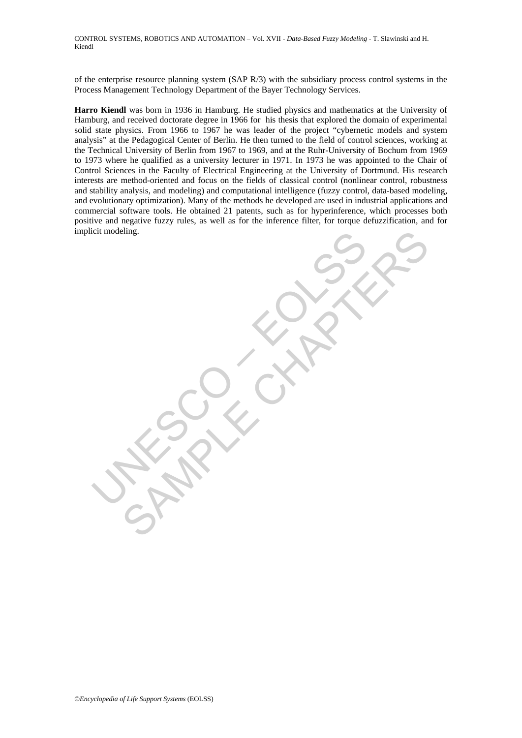of the enterprise resource planning system (SAP R/3) with the subsidiary process control systems in the Process Management Technology Department of the Bayer Technology Services.

**Harro Kiendl** was born in 1936 in Hamburg. He studied physics and mathematics at the University of Hamburg, and received doctorate degree in 1966 for his thesis that explored the domain of experimental solid state physics. From 1966 to 1967 he was leader of the project "cybernetic models and system analysis" at the Pedagogical Center of Berlin. He then turned to the field of control sciences, working at the Technical University of Berlin from 1967 to 1969, and at the Ruhr-University of Bochum from 1969 to 1973 where he qualified as a university lecturer in 1971. In 1973 he was appointed to the Chair of Control Sciences in the Faculty of Electrical Engineering at the University of Dortmund. His research interests are method-oriented and focus on the fields of classical control (nonlinear control, robustness and stability analysis, and modeling) and computational intelligence (fuzzy control, data-based modeling, and evolutionary optimization). Many of the methods he developed are used in industrial applications and commercial software tools. He obtained 21 patents, such as for hyperinference, which processes both positive and negative fuzzy rules, as well as for the inference filter, for torque defuzzification, and for implicit modeling.